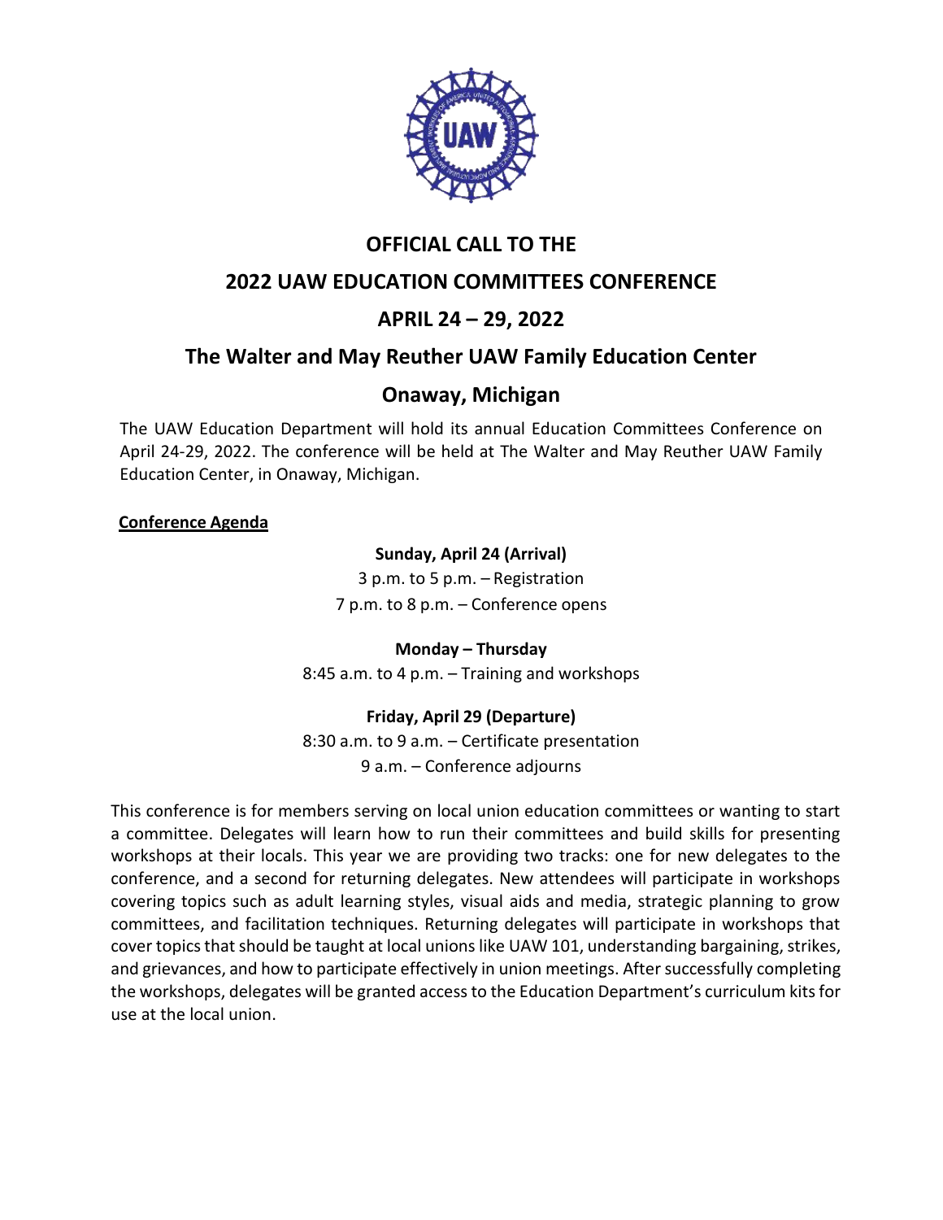# OFFICIAL CALL TO THE

# 2022 UAW EDUCATION COMMITTEES CONFERENCE

# APRIL 24 – 29, 2022

## The Walter and May Reuther UAW Family Education Center

## Onaway, Michigan

The UAW Education Department will hold its annual Education Committees Conference on April 24-29, 2022. The conference will be held at The Walter and May Reuther UAW Family Education Center, in Onaway, Michigan.

**Conference Agenda**

**Sunday, April 24 (Arrival)**
3 p.m. to 5 p.m. – Registration
7 p.m. to 8 p.m. – Conference opens

**Monday – Thursday**
8:45 a.m. to 4 p.m. – Training and workshops

**Friday, April 29 (Departure)**
8:30 a.m. to 9 a.m. – Certificate presentation
9 a.m. – Conference adjourns

This conference is for members serving on local union education committees or wanting to start a committee. Delegates will learn how to run their committees and build skills for presenting workshops at their locals. This year we are providing two tracks: one for new delegates to the conference, and a second for returning delegates. New attendees will participate in workshops covering topics such as adult learning styles, visual aids and media, strategic planning to grow committees, and facilitation techniques. Returning delegates will participate in workshops that cover topics that should be taught at local unions like UAW 101, understanding bargaining, strikes, and grievances, and how to participate effectively in union meetings. After successfully completing the workshops, delegates will be granted access to the Education Department's curriculum kits for use at the local union.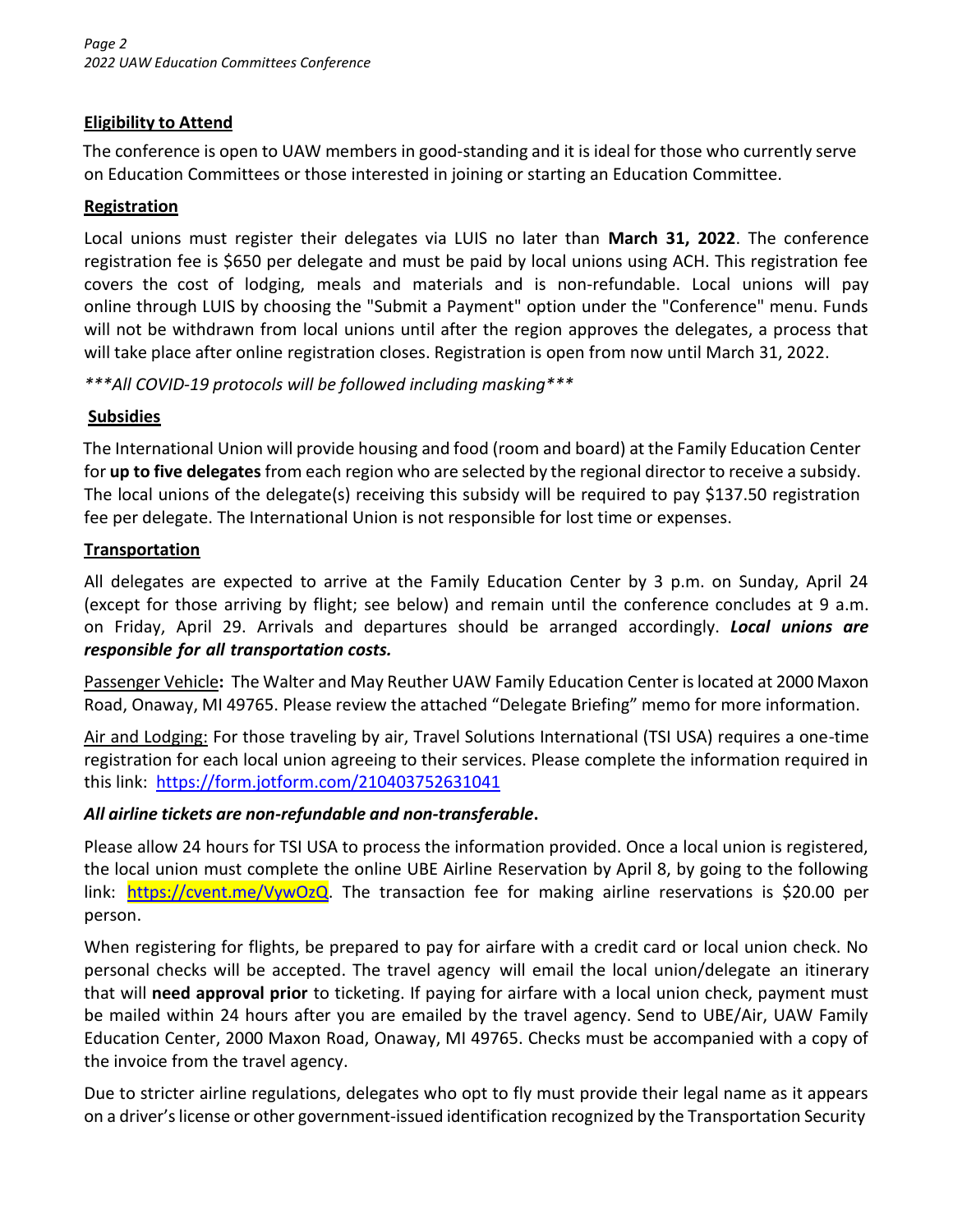## Eligibility to Attend

The conference is open to UAW members in good-standing and it is ideal for those who currently serve on Education Committees or those interested in joining or starting an Education Committee.

## Registration

Local unions must register their delegates via LUIS no later than **March 31, 2022**. The conference registration fee is $650 per delegate and must be paid by local unions using ACH. This registration fee covers the cost of lodging, meals and materials and is non-refundable. Local unions will pay online through LUIS by choosing the "Submit a Payment" option under the "Conference" menu. Funds will not be withdrawn from local unions until after the region approves the delegates, a process that will take place after online registration closes. Registration is open from now until March 31, 2022.

****All COVID-19 protocols will be followed including masking****

## Subsidies

The International Union will provide housing and food (room and board) at the Family Education Center for **up to five delegates** from each region who are selected by the regional director to receive a subsidy. The local unions of the delegate(s) receiving this subsidy will be required to pay $137.50 registration fee per delegate. The International Union is not responsible for lost time or expenses.

## Transportation

All delegates are expected to arrive at the Family Education Center by 3 p.m. on Sunday, April 24 (except for those arriving by flight; see below) and remain until the conference concludes at 9 a.m. on Friday, April 29. Arrivals and departures should be arranged accordingly. ***Local unions are responsible for all transportation costs.***

Passenger Vehicle**:** The Walter and May Reuther UAW Family Education Center is located at 2000 Maxon Road, Onaway, MI 49765. Please review the attached "Delegate Briefing" memo for more information.

Air and Lodging: For those traveling by air, Travel Solutions International (TSI USA) requires a one-time registration for each local union agreeing to their services. Please complete the information required in this link: https://form.jotform.com/210403752631041

***All airline tickets are non-refundable and non-transferable.***

Please allow 24 hours for TSI USA to process the information provided. Once a local union is registered, the local union must complete the online UBE Airline Reservation by April 8, by going to the following link: https://cvent.me/VywOzQ. The transaction fee for making airline reservations is $20.00 per person.

When registering for flights, be prepared to pay for airfare with a credit card or local union check. No personal checks will be accepted. The travel agency will email the local union/delegate an itinerary that will **need approval prior** to ticketing. If paying for airfare with a local union check, payment must be mailed within 24 hours after you are emailed by the travel agency. Send to UBE/Air, UAW Family Education Center, 2000 Maxon Road, Onaway, MI 49765. Checks must be accompanied with a copy of the invoice from the travel agency.

Due to stricter airline regulations, delegates who opt to fly must provide their legal name as it appears on a driver's license or other government-issued identification recognized by the Transportation Security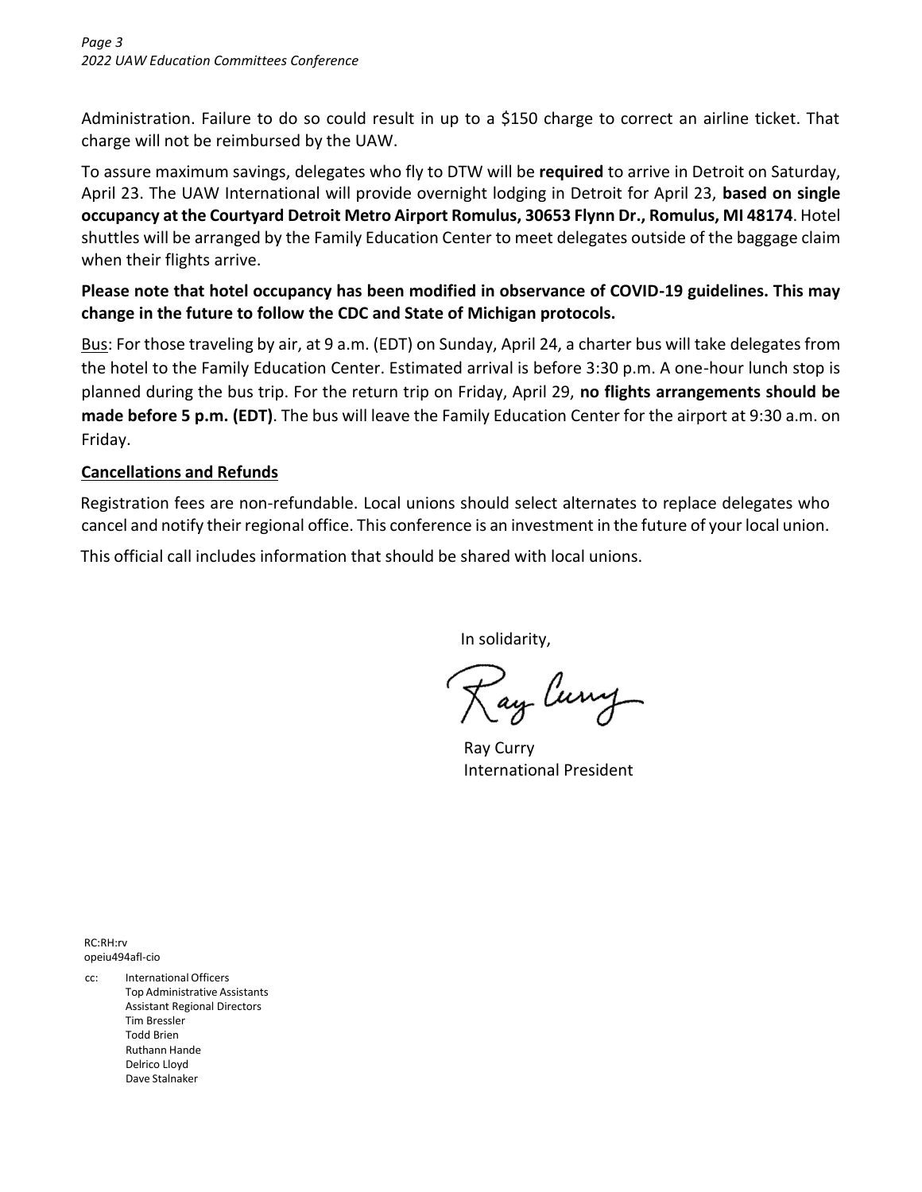Administration. Failure to do so could result in up to a $150 charge to correct an airline ticket. That charge will not be reimbursed by the UAW.

To assure maximum savings, delegates who fly to DTW will be **required** to arrive in Detroit on Saturday, April 23. The UAW International will provide overnight lodging in Detroit for April 23, **based on single occupancy at the Courtyard Detroit Metro Airport Romulus, 30653 Flynn Dr., Romulus, MI 48174**. Hotel shuttles will be arranged by the Family Education Center to meet delegates outside of the baggage claim when their flights arrive.

**Please note that hotel occupancy has been modified in observance of COVID-19 guidelines. This may change in the future to follow the CDC and State of Michigan protocols.**

<u>Bus</u>: For those traveling by air, at 9 a.m. (EDT) on Sunday, April 24, a charter bus will take delegates from the hotel to the Family Education Center. Estimated arrival is before 3:30 p.m. A one-hour lunch stop is planned during the bus trip. For the return trip on Friday, April 29, **no flights arrangements should be made before 5 p.m. (EDT)**. The bus will leave the Family Education Center for the airport at 9:30 a.m. on Friday.

## Cancellations and Refunds

Registration fees are non-refundable. Local unions should select alternates to replace delegates who cancel and notify their regional office. This conference is an investment in the future of your local union.

This official call includes information that should be shared with local unions.

In solidarity,

Ray Curry

Ray Curry
International President

RC:RH:rv
opeiu494afl-cio

cc: International Officers
Top Administrative Assistants
Assistant Regional Directors
Tim Bressler
Todd Brien
Ruthann Hande
Delrico Lloyd
Dave Stalnaker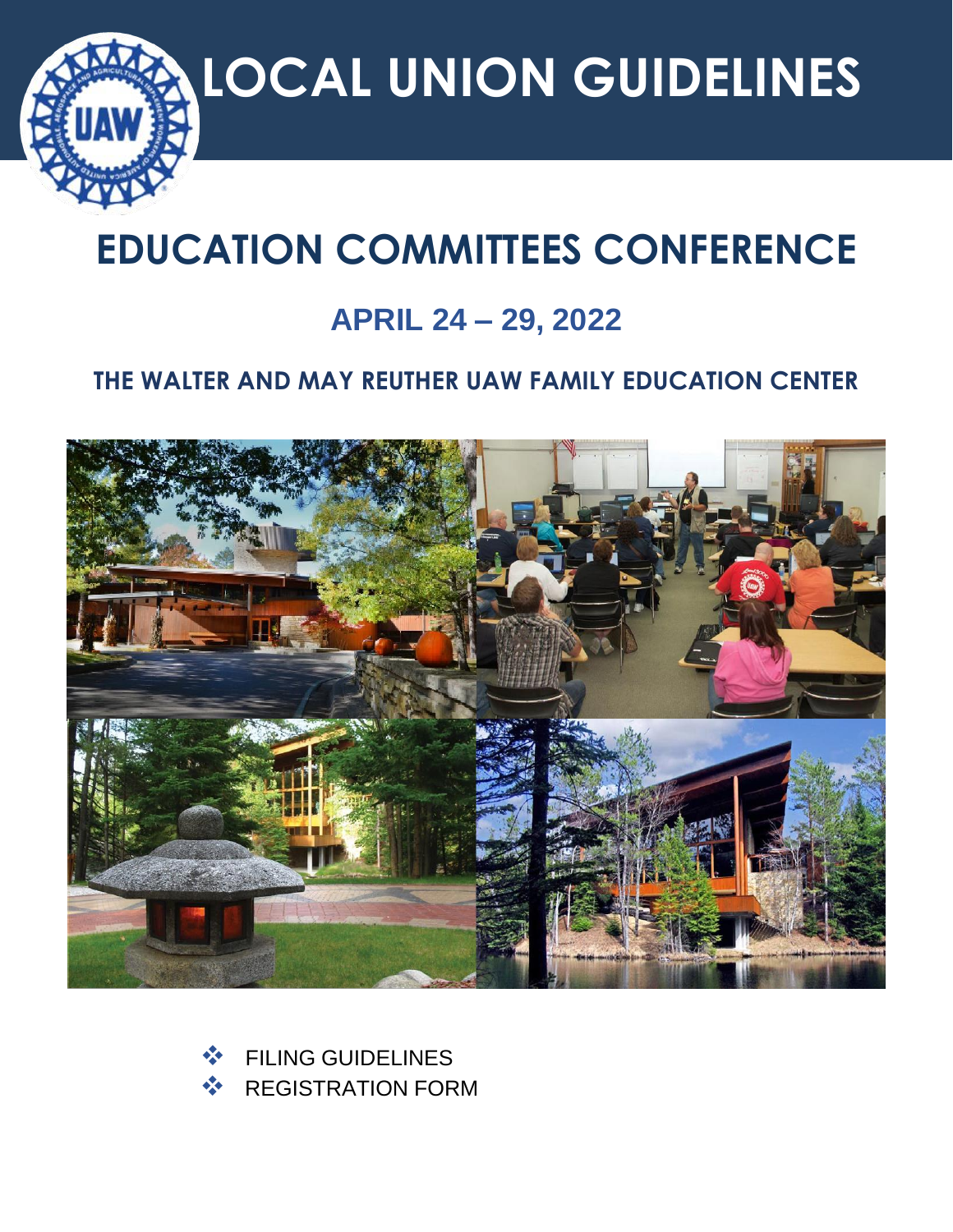# LOCAL UNION GUIDELINES

# EDUCATION COMMITTEES CONFERENCE

## APRIL 24 – 29, 2022

### THE WALTER AND MAY REUTHER UAW FAMILY EDUCATION CENTER

- FILING GUIDELINES
- REGISTRATION FORM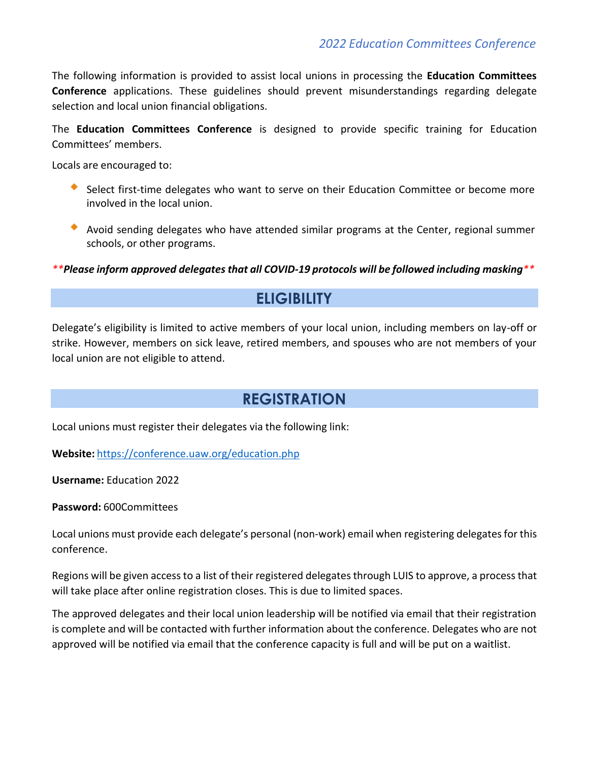The following information is provided to assist local unions in processing the **Education Committees Conference** applications. These guidelines should prevent misunderstandings regarding delegate selection and local union financial obligations.

The **Education Committees Conference** is designed to provide specific training for Education Committees' members.

Locals are encouraged to:

- Select first-time delegates who want to serve on their Education Committee or become more involved in the local union.
- Avoid sending delegates who have attended similar programs at the Center, regional summer schools, or other programs.

*****Please inform approved delegates that all COVID-19 protocols will be followed including masking*****

## ELIGIBILITY

Delegate's eligibility is limited to active members of your local union, including members on lay-off or strike. However, members on sick leave, retired members, and spouses who are not members of your local union are not eligible to attend.

## REGISTRATION

Local unions must register their delegates via the following link:

**Website:** https://conference.uaw.org/education.php

**Username:** Education 2022

**Password:** 600Committees

Local unions must provide each delegate's personal (non-work) email when registering delegates for this conference.

Regions will be given access to a list of their registered delegates through LUIS to approve, a process that will take place after online registration closes. This is due to limited spaces.

The approved delegates and their local union leadership will be notified via email that their registration is complete and will be contacted with further information about the conference. Delegates who are not approved will be notified via email that the conference capacity is full and will be put on a waitlist.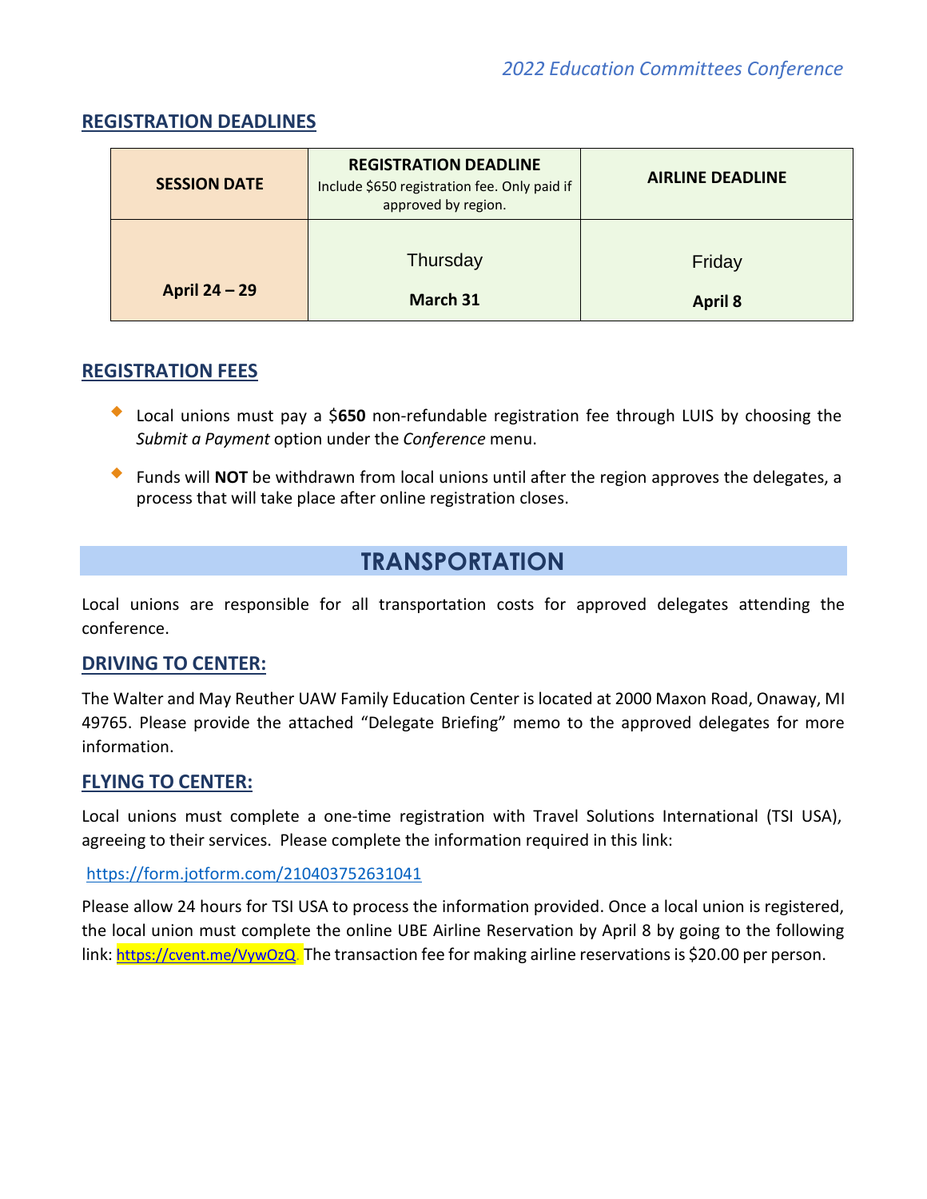## REGISTRATION DEADLINES

| SESSION DATE | REGISTRATION DEADLINE<br>Include $650 registration fee. Only paid if approved by region. | AIRLINE DEADLINE |
|---|---|---|
| April 24 – 29 | Thursday<br>**March 31** | Friday<br>**April 8** |

## REGISTRATION FEES

- Local unions must pay a $**650** non-refundable registration fee through LUIS by choosing the *Submit a Payment* option under the *Conference* menu.
- Funds will **NOT** be withdrawn from local unions until after the region approves the delegates, a process that will take place after online registration closes.

# TRANSPORTATION

Local unions are responsible for all transportation costs for approved delegates attending the conference.

### DRIVING TO CENTER:

The Walter and May Reuther UAW Family Education Center is located at 2000 Maxon Road, Onaway, MI 49765. Please provide the attached "Delegate Briefing" memo to the approved delegates for more information.

### FLYING TO CENTER:

Local unions must complete a one-time registration with Travel Solutions International (TSI USA), agreeing to their services. Please complete the information required in this link:

https://form.jotform.com/210403752631041

Please allow 24 hours for TSI USA to process the information provided. Once a local union is registered, the local union must complete the online UBE Airline Reservation by April 8 by going to the following link: https://cvent.me/VywOzQ. The transaction fee for making airline reservations is $20.00 per person.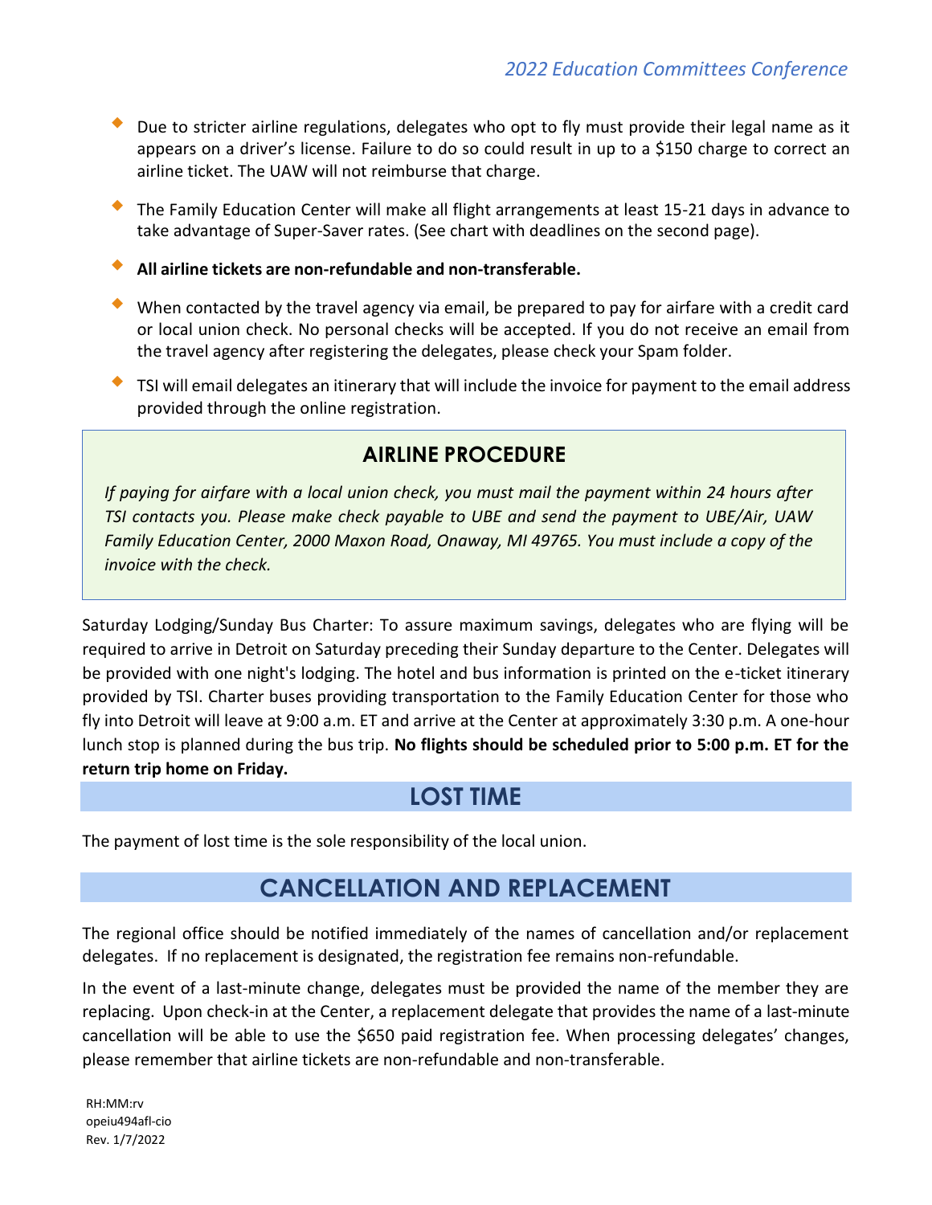- Due to stricter airline regulations, delegates who opt to fly must provide their legal name as it appears on a driver's license. Failure to do so could result in up to a $150 charge to correct an airline ticket. The UAW will not reimburse that charge.
- The Family Education Center will make all flight arrangements at least 15-21 days in advance to take advantage of Super-Saver rates. (See chart with deadlines on the second page).
- **All airline tickets are non-refundable and non-transferable.**
- When contacted by the travel agency via email, be prepared to pay for airfare with a credit card or local union check. No personal checks will be accepted. If you do not receive an email from the travel agency after registering the delegates, please check your Spam folder.
- TSI will email delegates an itinerary that will include the invoice for payment to the email address provided through the online registration.

## AIRLINE PROCEDURE

*If paying for airfare with a local union check, you must mail the payment within 24 hours after TSI contacts you. Please make check payable to UBE and send the payment to UBE/Air, UAW Family Education Center, 2000 Maxon Road, Onaway, MI 49765. You must include a copy of the invoice with the check.*

Saturday Lodging/Sunday Bus Charter: To assure maximum savings, delegates who are flying will be required to arrive in Detroit on Saturday preceding their Sunday departure to the Center. Delegates will be provided with one night's lodging. The hotel and bus information is printed on the e-ticket itinerary provided by TSI. Charter buses providing transportation to the Family Education Center for those who fly into Detroit will leave at 9:00 a.m. ET and arrive at the Center at approximately 3:30 p.m. A one-hour lunch stop is planned during the bus trip. **No flights should be scheduled prior to 5:00 p.m. ET for the return trip home on Friday.**

## LOST TIME

The payment of lost time is the sole responsibility of the local union.

## CANCELLATION AND REPLACEMENT

The regional office should be notified immediately of the names of cancellation and/or replacement delegates. If no replacement is designated, the registration fee remains non-refundable.

In the event of a last-minute change, delegates must be provided the name of the member they are replacing. Upon check-in at the Center, a replacement delegate that provides the name of a last-minute cancellation will be able to use the $650 paid registration fee. When processing delegates' changes, please remember that airline tickets are non-refundable and non-transferable.

RH:MM:rv
opeiu494afl-cio
Rev. 1/7/2022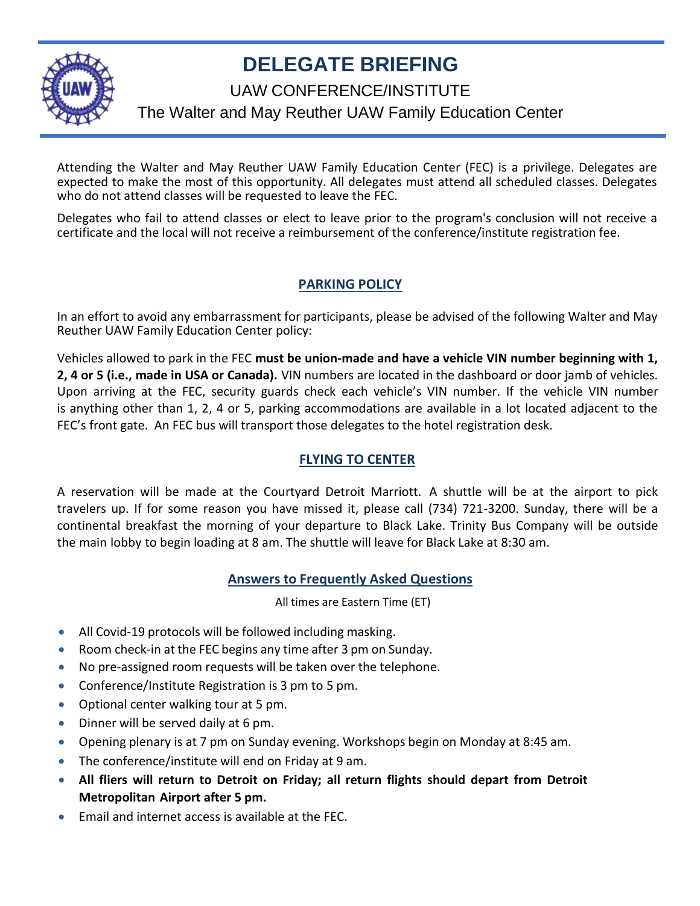# DELEGATE BRIEFING

## UAW CONFERENCE/INSTITUTE

## The Walter and May Reuther UAW Family Education Center

Attending the Walter and May Reuther UAW Family Education Center (FEC) is a privilege. Delegates are expected to make the most of this opportunity. All delegates must attend all scheduled classes. Delegates who do not attend classes will be requested to leave the FEC.

Delegates who fail to attend classes or elect to leave prior to the program's conclusion will not receive a certificate and the local will not receive a reimbursement of the conference/institute registration fee.

### PARKING POLICY

In an effort to avoid any embarrassment for participants, please be advised of the following Walter and May Reuther UAW Family Education Center policy:

Vehicles allowed to park in the FEC **must be union-made and have a vehicle VIN number beginning with 1, 2, 4 or 5 (i.e., made in USA or Canada).** VIN numbers are located in the dashboard or door jamb of vehicles. Upon arriving at the FEC, security guards check each vehicle's VIN number. If the vehicle VIN number is anything other than 1, 2, 4 or 5, parking accommodations are available in a lot located adjacent to the FEC's front gate. An FEC bus will transport those delegates to the hotel registration desk.

### FLYING TO CENTER

A reservation will be made at the Courtyard Detroit Marriott. A shuttle will be at the airport to pick travelers up. If for some reason you have missed it, please call (734) 721-3200. Sunday, there will be a continental breakfast the morning of your departure to Black Lake. Trinity Bus Company will be outside the main lobby to begin loading at 8 am. The shuttle will leave for Black Lake at 8:30 am.

### Answers to Frequently Asked Questions

All times are Eastern Time (ET)

- All Covid-19 protocols will be followed including masking.
- Room check-in at the FEC begins any time after 3 pm on Sunday.
- No pre-assigned room requests will be taken over the telephone.
- Conference/Institute Registration is 3 pm to 5 pm.
- Optional center walking tour at 5 pm.
- Dinner will be served daily at 6 pm.
- Opening plenary is at 7 pm on Sunday evening. Workshops begin on Monday at 8:45 am.
- The conference/institute will end on Friday at 9 am.
- **All fliers will return to Detroit on Friday; all return flights should depart from Detroit Metropolitan Airport after 5 pm.**
- Email and internet access is available at the FEC.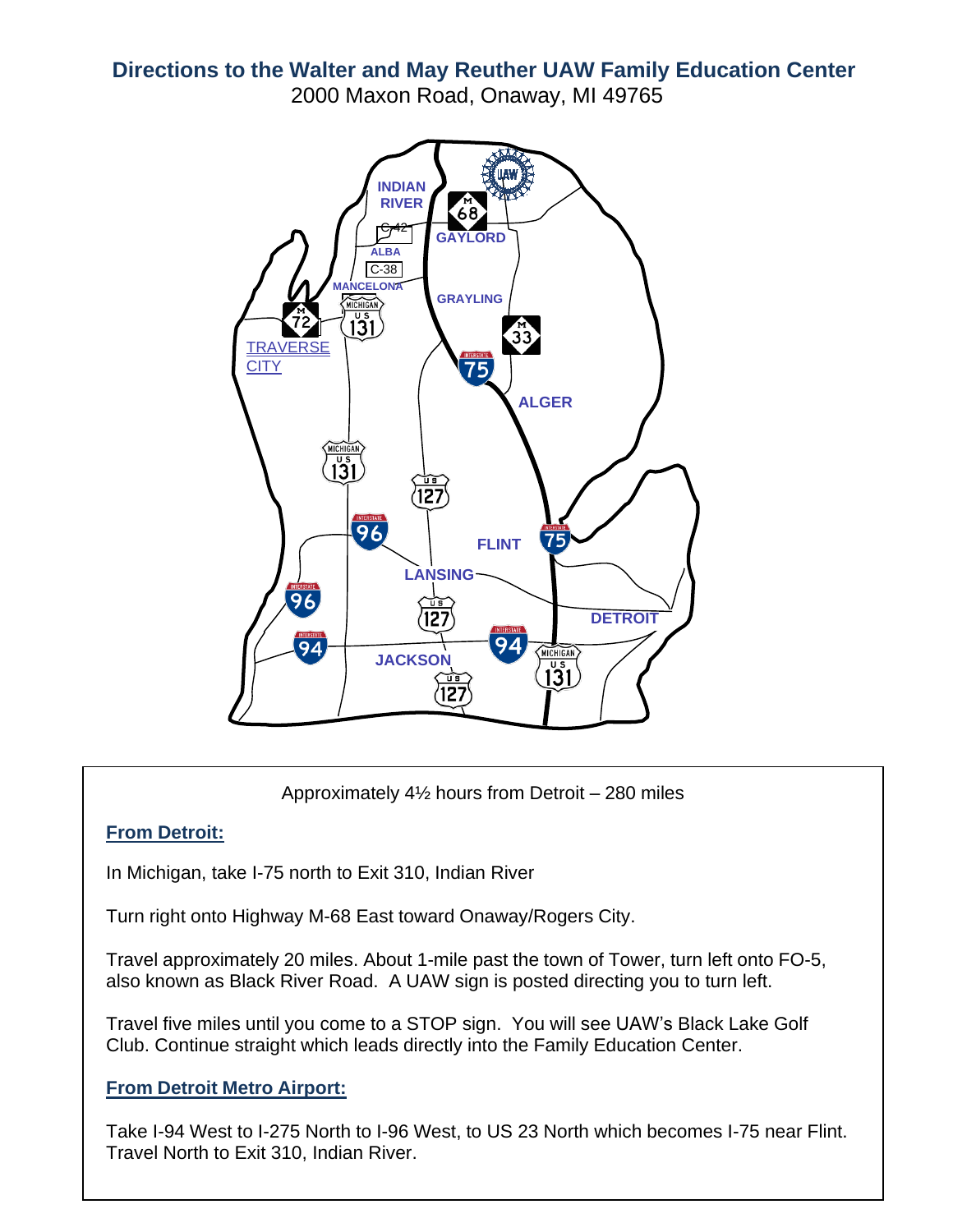# Directions to the Walter and May Reuther UAW Family Education Center

2000 Maxon Road, Onaway, MI 49765

Approximately 4½ hours from Detroit – 280 miles

**From Detroit:**

In Michigan, take I-75 north to Exit 310, Indian River

Turn right onto Highway M-68 East toward Onaway/Rogers City.

Travel approximately 20 miles. About 1-mile past the town of Tower, turn left onto FO-5, also known as Black River Road. A UAW sign is posted directing you to turn left.

Travel five miles until you come to a STOP sign. You will see UAW's Black Lake Golf Club. Continue straight which leads directly into the Family Education Center.

**From Detroit Metro Airport:**

Take I-94 West to I-275 North to I-96 West, to US 23 North which becomes I-75 near Flint. Travel North to Exit 310, Indian River.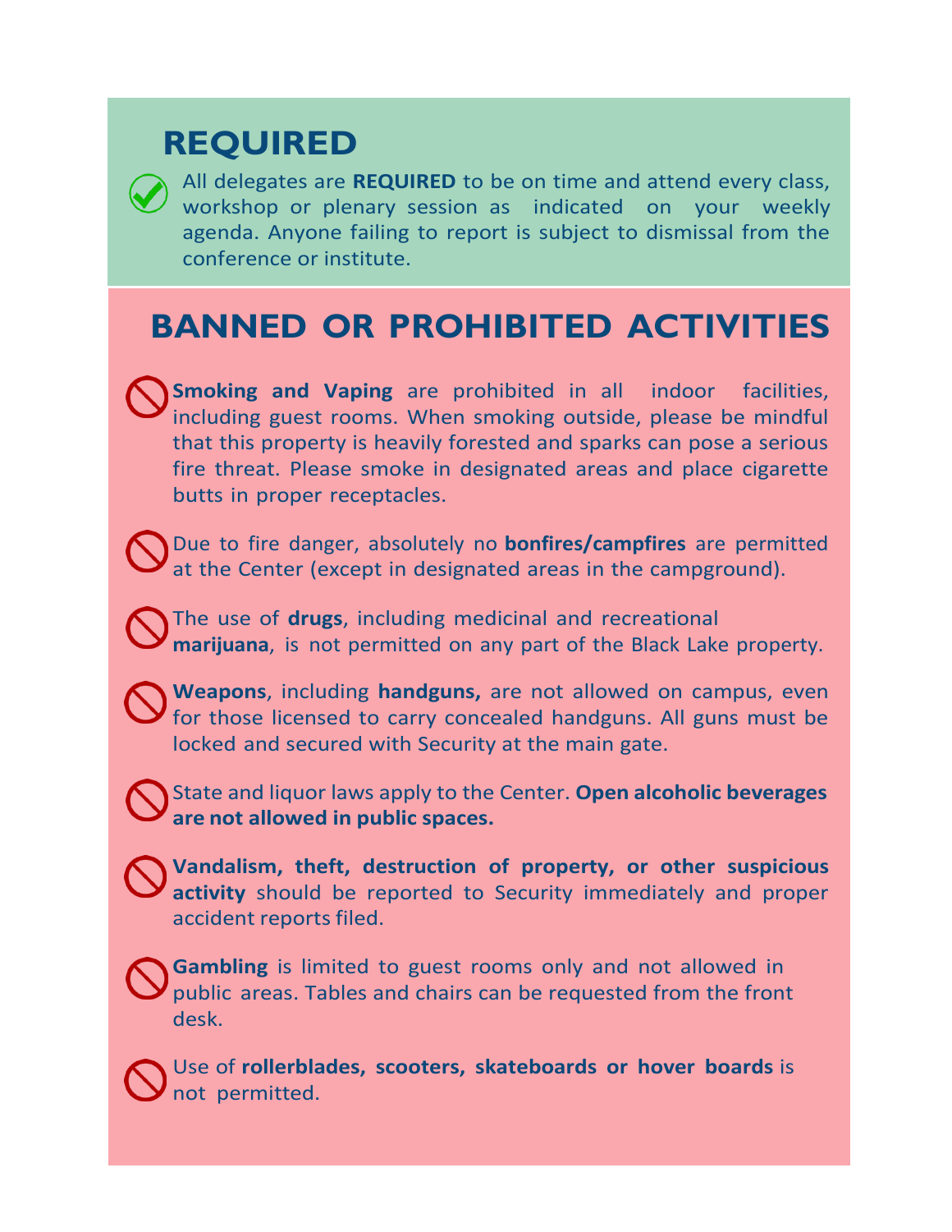## REQUIRED

- All delegates are **REQUIRED** to be on time and attend every class, workshop or plenary session as indicated on your weekly agenda. Anyone failing to report is subject to dismissal from the conference or institute.

## BANNED OR PROHIBITED ACTIVITIES

- **Smoking and Vaping** are prohibited in all indoor facilities, including guest rooms. When smoking outside, please be mindful that this property is heavily forested and sparks can pose a serious fire threat. Please smoke in designated areas and place cigarette butts in proper receptacles.

- Due to fire danger, absolutely no **bonfires/campfires** are permitted at the Center (except in designated areas in the campground).

- The use of **drugs**, including medicinal and recreational **marijuana**, is not permitted on any part of the Black Lake property.

- **Weapons**, including **handguns,** are not allowed on campus, even for those licensed to carry concealed handguns. All guns must be locked and secured with Security at the main gate.

- State and liquor laws apply to the Center. **Open alcoholic beverages are not allowed in public spaces.**

- **Vandalism, theft, destruction of property, or other suspicious activity** should be reported to Security immediately and proper accident reports filed.

- **Gambling** is limited to guest rooms only and not allowed in public areas. Tables and chairs can be requested from the front desk.

- Use of **rollerblades, scooters, skateboards or hover boards** is not permitted.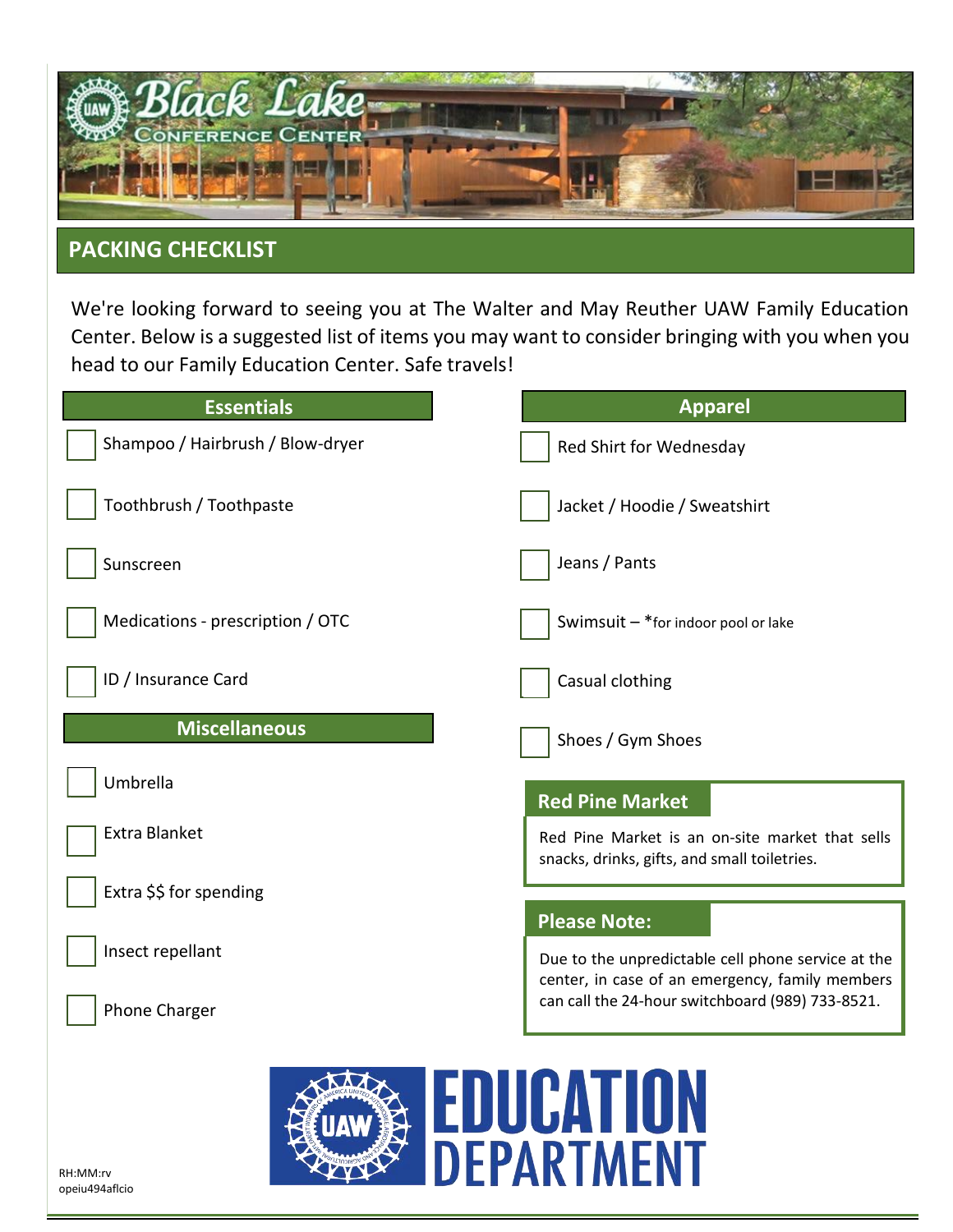Black Lake Conference Center

## PACKING CHECKLIST

We're looking forward to seeing you at The Walter and May Reuther UAW Family Education Center. Below is a suggested list of items you may want to consider bringing with you when you head to our Family Education Center. Safe travels!

### Essentials

- [ ] Shampoo / Hairbrush / Blow-dryer
- [ ] Toothbrush / Toothpaste
- [ ] Sunscreen
- [ ] Medications - prescription / OTC
- [ ] ID / Insurance Card

### Miscellaneous

- [ ] Umbrella
- [ ] Extra Blanket
- [ ] Extra $$ for spending
- [ ] Insect repellant
- [ ] Phone Charger

### Apparel

- [ ] Red Shirt for Wednesday
- [ ] Jacket / Hoodie / Sweatshirt
- [ ] Jeans / Pants
- [ ] Swimsuit – *for indoor pool or lake
- [ ] Casual clothing
- [ ] Shoes / Gym Shoes

### Red Pine Market

Red Pine Market is an on-site market that sells snacks, drinks, gifts, and small toiletries.

### Please Note:

Due to the unpredictable cell phone service at the center, in case of an emergency, family members can call the 24-hour switchboard (989) 733-8521.

UAW EDUCATION DEPARTMENT

RH:MM:rv
opeiu494aflcio